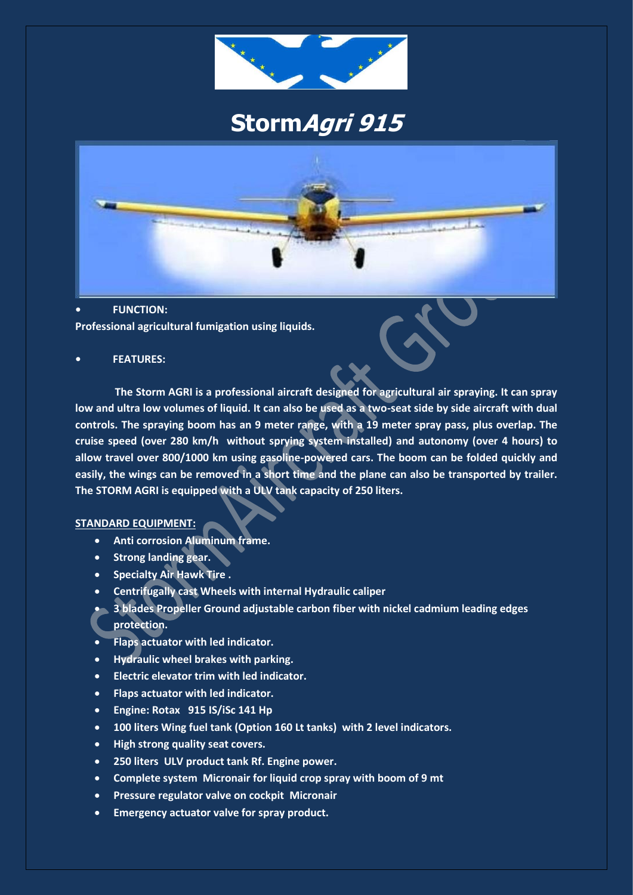# Storm*Agri 915*

- **FUNCTION:**

**Professional agricultural fumigation using liquids.**

- **FEATURES:**

**The Storm AGRI is a professional aircraft designed for agricultural air spraying. It can spray low and ultra low volumes of liquid. It can also be used as a two-seat side by side aircraft with dual controls. The spraying boom has an 9 meter range, with a 19 meter spray pass, plus overlap. The cruise speed (over 280 km/h without sprying system installed) and autonomy (over 4 hours) to allow travel over 800/1000 km using gasoline-powered cars. The boom can be folded quickly and easily, the wings can be removed in a short time and the plane can also be transported by trailer. The STORM AGRI is equipped with a ULV tank capacity of 250 liters.**

**STANDARD EQUIPMENT:**

- **Anti corrosion Aluminum frame.**
- **Strong landing gear.**
- **Specialty Air Hawk Tire .**
- **Centrifugally cast Wheels with internal Hydraulic caliper**
- **3 blades Propeller Ground adjustable carbon fiber with nickel cadmium leading edges protection.**
- **Flaps actuator with led indicator.**
- **Hydraulic wheel brakes with parking.**
- **Electric elevator trim with led indicator.**
- **Flaps actuator with led indicator.**
- **Engine: Rotax 915 IS/iSc 141 Hp**
- **100 liters Wing fuel tank (Option 160 Lt tanks) with 2 level indicators.**
- **High strong quality seat covers.**
- **250 liters ULV product tank Rf. Engine power.**
- **Complete system Micronair for liquid crop spray with boom of 9 mt**
- **Pressure regulator valve on cockpit Micronair**
- **Emergency actuator valve for spray product.**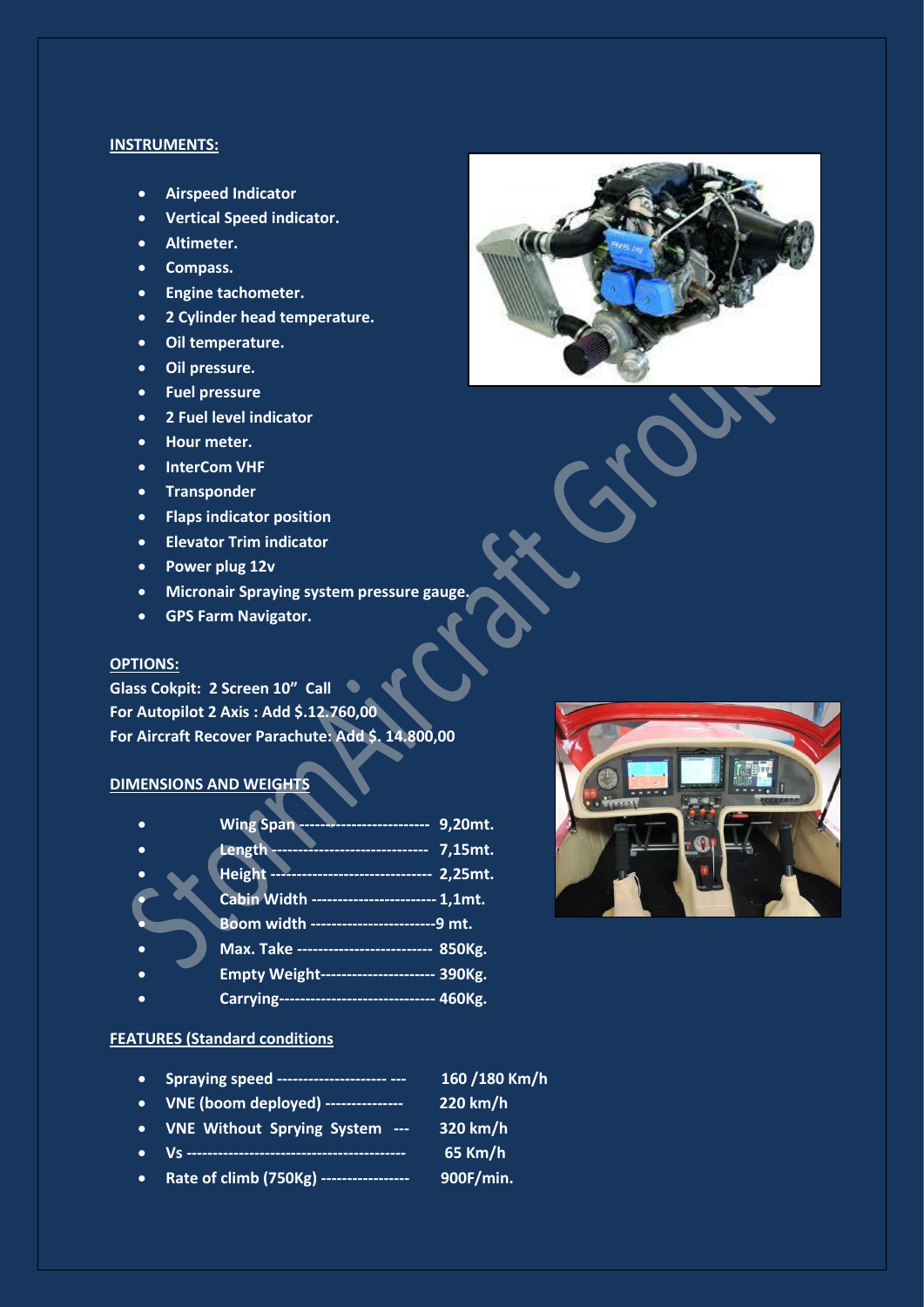## INSTRUMENTS:

- Airspeed Indicator
- Vertical Speed indicator.
- Altimeter.
- Compass.
- Engine tachometer.
- 2 Cylinder head temperature.
- Oil temperature.
- Oil pressure.
- Fuel pressure
- 2 Fuel level indicator
- Hour meter.
- InterCom VHF
- Transponder
- Flaps indicator position
- Elevator Trim indicator
- Power plug 12v
- Micronair Spraying system pressure gauge.
- GPS Farm Navigator.

## OPTIONS:

**Glass Cokpit: 2 Screen 10" Call**
**For Autopilot 2 Axis : Add $.12.760,00**
**For Aircraft Recover Parachute: Add $. 14.800,00**

## DIMENSIONS AND WEIGHTS

- Wing Span ------------------------- 9,20mt.
- Length ----------------------------- 7,15mt.
- Height ------------------------------ 2,25mt.
- Cabin Width ------------------------ 1,1mt.
- Boom width ------------------------9 mt.
- Max. Take -------------------------- 850Kg.
- Empty Weight---------------------- 390Kg.
- Carrying----------------------------- 460Kg.

## FEATURES (Standard conditions

- Spraying speed --------------------- --- 160 /180 Km/h
- VNE (boom deployed) --------------- 220 km/h
- VNE Without Sprying System --- 320 km/h
- Vs ----------------------------------------- 65 Km/h
- Rate of climb (750Kg) ----------------- 900F/min.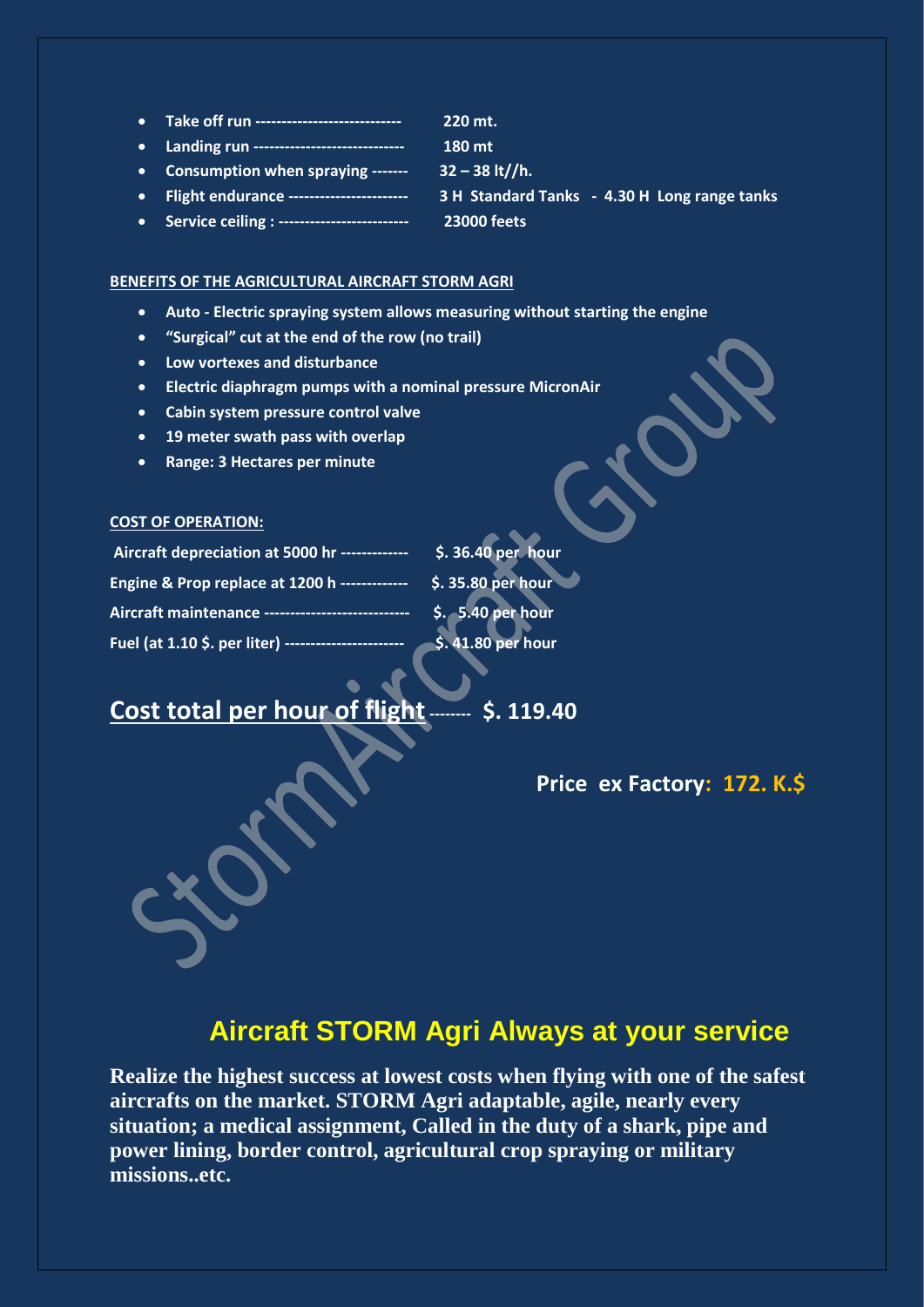- **Take off run --------------------------- 220 mt.**
- **Landing run ---------------------------- 180 mt**
- **Consumption when spraying ------- 32 – 38 lt//h.**
- **Flight endurance ---------------------- 3 H Standard Tanks - 4.30 H Long range tanks**
- **Service ceiling : ------------------------ 23000 feets**

**BENEFITS OF THE AGRICULTURAL AIRCRAFT STORM AGRI**

- **Auto - Electric spraying system allows measuring without starting the engine**
- **"Surgical" cut at the end of the row (no trail)**
- **Low vortexes and disturbance**
- **Electric diaphragm pumps with a nominal pressure MicronAir**
- **Cabin system pressure control valve**
- **19 meter swath pass with overlap**
- **Range: 3 Hectares per minute**

**COST OF OPERATION:**

**Aircraft depreciation at 5000 hr ------------- $. 36.40 per hour**

**Engine & Prop replace at 1200 h ------------- $. 35.80 per hour**

**Aircraft maintenance --------------------------- $. 5.40 per hour**

**Fuel (at 1.10 $. per liter) ---------------------- $. 41.80 per hour**

## Cost total per hour of flight -------- $. 119.40

**Price ex Factory: 172. K.$**

## Aircraft STORM Agri Always at your service

**Realize the highest success at lowest costs when flying with one of the safest aircrafts on the market. STORM Agri adaptable, agile, nearly every situation; a medical assignment, Called in the duty of a shark, pipe and power lining, border control, agricultural crop spraying or military missions..etc.**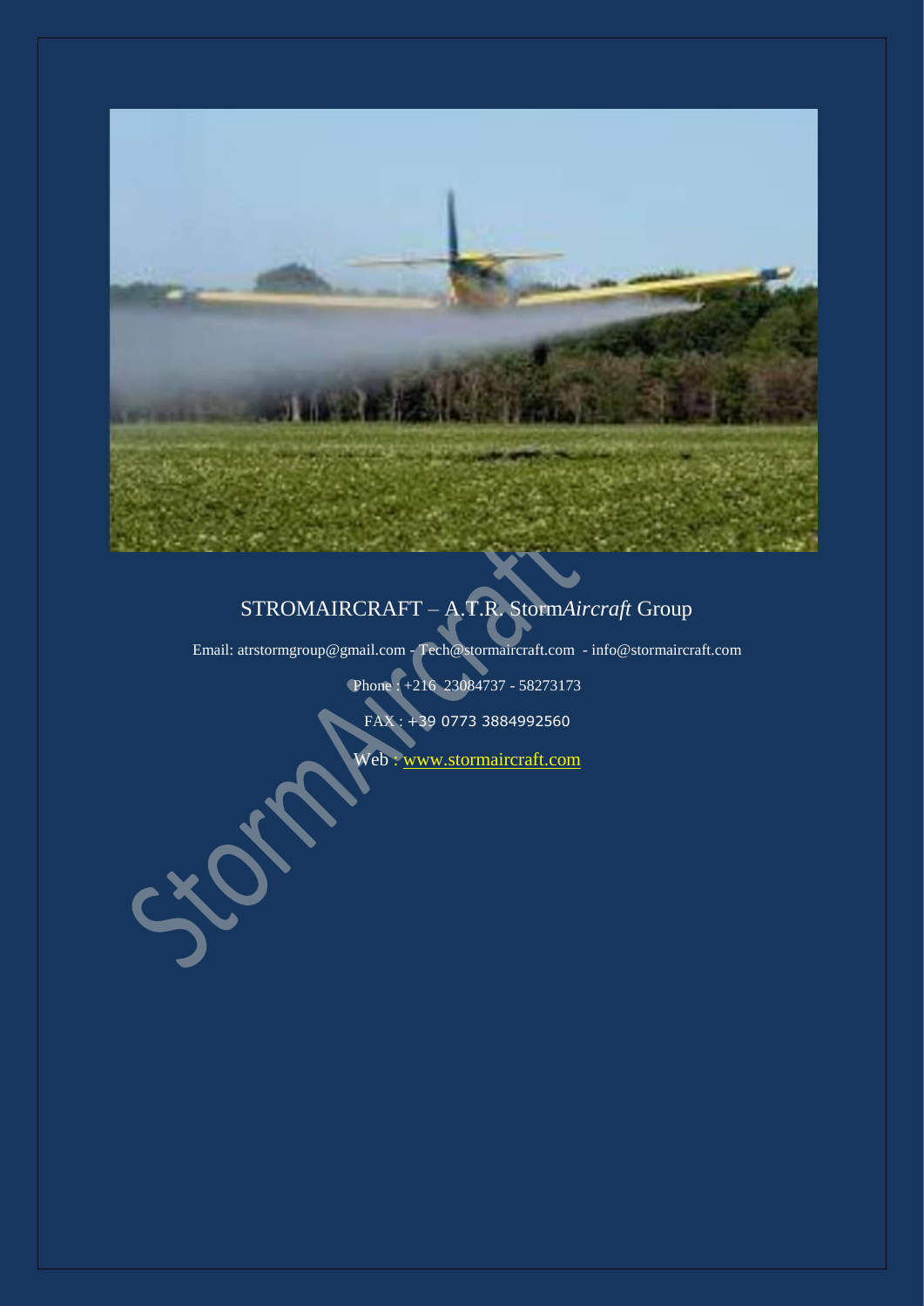STROMAIRCRAFT – A.T.R. Storm*Aircraft* Group

Email: atrstormgroup@gmail.com - Tech@stormaircraft.com - info@stormaircraft.com

Phone : +216 23084737 - 58273173

FAX : +39 0773 3884992560

Web : www.stormaircraft.com